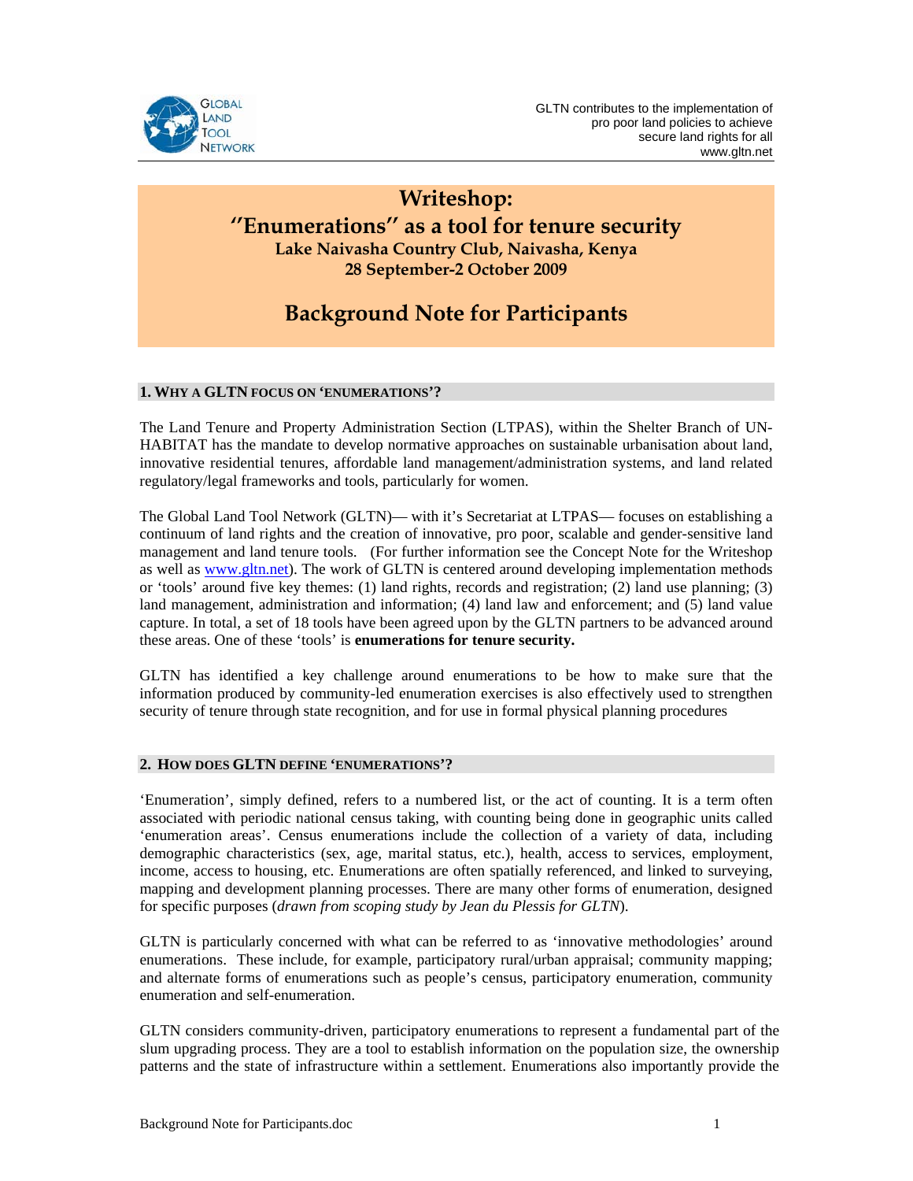GLTN contributes to the implementation of pro poor land policies to achieve secure land rights for all www.gltn.net

# Writeshop: "Enumerations" as a tool for tenure security

**Lake Naivasha Country Club, Naivasha, Kenya**
**28 September-2 October 2009**

# Background Note for Participants

## 1. WHY A GLTN FOCUS ON 'ENUMERATIONS'?

The Land Tenure and Property Administration Section (LTPAS), within the Shelter Branch of UN-HABITAT has the mandate to develop normative approaches on sustainable urbanisation about land, innovative residential tenures, affordable land management/administration systems, and land related regulatory/legal frameworks and tools, particularly for women.

The Global Land Tool Network (GLTN)— with it's Secretariat at LTPAS— focuses on establishing a continuum of land rights and the creation of innovative, pro poor, scalable and gender-sensitive land management and land tenure tools. (For further information see the Concept Note for the Writeshop as well as www.gltn.net). The work of GLTN is centered around developing implementation methods or 'tools' around five key themes: (1) land rights, records and registration; (2) land use planning; (3) land management, administration and information; (4) land law and enforcement; and (5) land value capture. In total, a set of 18 tools have been agreed upon by the GLTN partners to be advanced around these areas. One of these 'tools' is **enumerations for tenure security.**

GLTN has identified a key challenge around enumerations to be how to make sure that the information produced by community-led enumeration exercises is also effectively used to strengthen security of tenure through state recognition, and for use in formal physical planning procedures

## 2. HOW DOES GLTN DEFINE 'ENUMERATIONS'?

'Enumeration', simply defined, refers to a numbered list, or the act of counting. It is a term often associated with periodic national census taking, with counting being done in geographic units called 'enumeration areas'. Census enumerations include the collection of a variety of data, including demographic characteristics (sex, age, marital status, etc.), health, access to services, employment, income, access to housing, etc. Enumerations are often spatially referenced, and linked to surveying, mapping and development planning processes. There are many other forms of enumeration, designed for specific purposes (*drawn from scoping study by Jean du Plessis for GLTN*).

GLTN is particularly concerned with what can be referred to as 'innovative methodologies' around enumerations. These include, for example, participatory rural/urban appraisal; community mapping; and alternate forms of enumerations such as people's census, participatory enumeration, community enumeration and self-enumeration.

GLTN considers community-driven, participatory enumerations to represent a fundamental part of the slum upgrading process. They are a tool to establish information on the population size, the ownership patterns and the state of infrastructure within a settlement. Enumerations also importantly provide the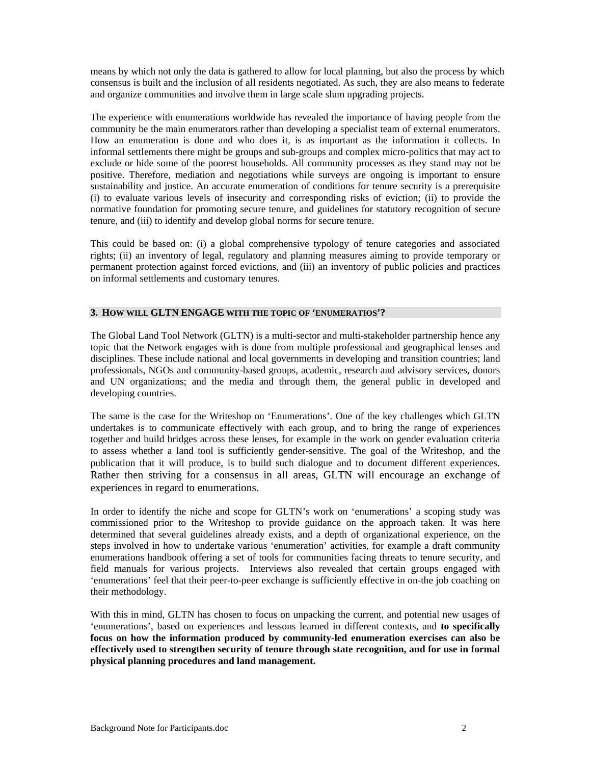means by which not only the data is gathered to allow for local planning, but also the process by which consensus is built and the inclusion of all residents negotiated. As such, they are also means to federate and organize communities and involve them in large scale slum upgrading projects.

The experience with enumerations worldwide has revealed the importance of having people from the community be the main enumerators rather than developing a specialist team of external enumerators. How an enumeration is done and who does it, is as important as the information it collects. In informal settlements there might be groups and sub-groups and complex micro-politics that may act to exclude or hide some of the poorest households. All community processes as they stand may not be positive. Therefore, mediation and negotiations while surveys are ongoing is important to ensure sustainability and justice. An accurate enumeration of conditions for tenure security is a prerequisite (i) to evaluate various levels of insecurity and corresponding risks of eviction; (ii) to provide the normative foundation for promoting secure tenure, and guidelines for statutory recognition of secure tenure, and (iii) to identify and develop global norms for secure tenure.

This could be based on: (i) a global comprehensive typology of tenure categories and associated rights; (ii) an inventory of legal, regulatory and planning measures aiming to provide temporary or permanent protection against forced evictions, and (iii) an inventory of public policies and practices on informal settlements and customary tenures.

## 3. HOW WILL GLTN ENGAGE WITH THE TOPIC OF 'ENUMERATIOS'?

The Global Land Tool Network (GLTN) is a multi-sector and multi-stakeholder partnership hence any topic that the Network engages with is done from multiple professional and geographical lenses and disciplines. These include national and local governments in developing and transition countries; land professionals, NGOs and community-based groups, academic, research and advisory services, donors and UN organizations; and the media and through them, the general public in developed and developing countries.

The same is the case for the Writeshop on 'Enumerations'. One of the key challenges which GLTN undertakes is to communicate effectively with each group, and to bring the range of experiences together and build bridges across these lenses, for example in the work on gender evaluation criteria to assess whether a land tool is sufficiently gender-sensitive. The goal of the Writeshop, and the publication that it will produce, is to build such dialogue and to document different experiences. Rather then striving for a consensus in all areas, GLTN will encourage an exchange of experiences in regard to enumerations.

In order to identify the niche and scope for GLTN's work on 'enumerations' a scoping study was commissioned prior to the Writeshop to provide guidance on the approach taken. It was here determined that several guidelines already exists, and a depth of organizational experience, on the steps involved in how to undertake various 'enumeration' activities, for example a draft community enumerations handbook offering a set of tools for communities facing threats to tenure security, and field manuals for various projects. Interviews also revealed that certain groups engaged with 'enumerations' feel that their peer-to-peer exchange is sufficiently effective in on-the job coaching on their methodology.

With this in mind, GLTN has chosen to focus on unpacking the current, and potential new usages of 'enumerations', based on experiences and lessons learned in different contexts, and **to specifically focus on how the information produced by community-led enumeration exercises can also be effectively used to strengthen security of tenure through state recognition, and for use in formal physical planning procedures and land management.**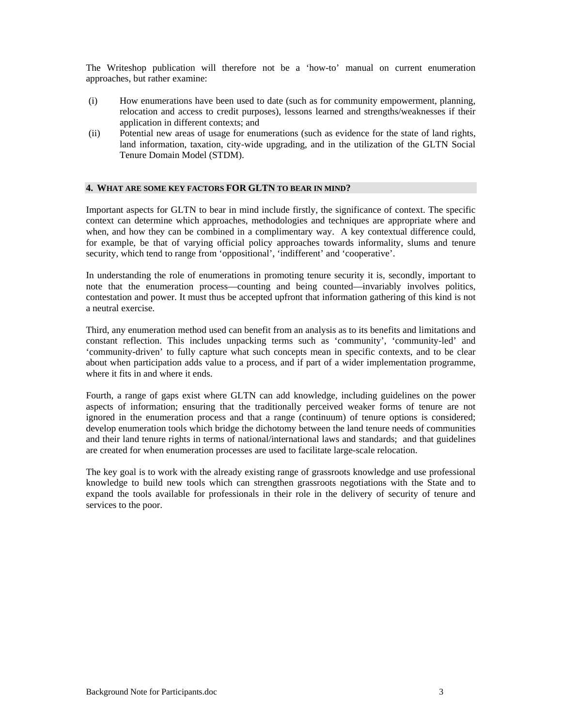The Writeshop publication will therefore not be a 'how-to' manual on current enumeration approaches, but rather examine:

(i) How enumerations have been used to date (such as for community empowerment, planning, relocation and access to credit purposes), lessons learned and strengths/weaknesses if their application in different contexts; and

(ii) Potential new areas of usage for enumerations (such as evidence for the state of land rights, land information, taxation, city-wide upgrading, and in the utilization of the GLTN Social Tenure Domain Model (STDM).

## 4. What are some key factors for GLTN to bear in mind?

Important aspects for GLTN to bear in mind include firstly, the significance of context. The specific context can determine which approaches, methodologies and techniques are appropriate where and when, and how they can be combined in a complimentary way. A key contextual difference could, for example, be that of varying official policy approaches towards informality, slums and tenure security, which tend to range from 'oppositional', 'indifferent' and 'cooperative'.

In understanding the role of enumerations in promoting tenure security it is, secondly, important to note that the enumeration process—counting and being counted—invariably involves politics, contestation and power. It must thus be accepted upfront that information gathering of this kind is not a neutral exercise.

Third, any enumeration method used can benefit from an analysis as to its benefits and limitations and constant reflection. This includes unpacking terms such as 'community', 'community-led' and 'community-driven' to fully capture what such concepts mean in specific contexts, and to be clear about when participation adds value to a process, and if part of a wider implementation programme, where it fits in and where it ends.

Fourth, a range of gaps exist where GLTN can add knowledge, including guidelines on the power aspects of information; ensuring that the traditionally perceived weaker forms of tenure are not ignored in the enumeration process and that a range (continuum) of tenure options is considered; develop enumeration tools which bridge the dichotomy between the land tenure needs of communities and their land tenure rights in terms of national/international laws and standards; and that guidelines are created for when enumeration processes are used to facilitate large-scale relocation.

The key goal is to work with the already existing range of grassroots knowledge and use professional knowledge to build new tools which can strengthen grassroots negotiations with the State and to expand the tools available for professionals in their role in the delivery of security of tenure and services to the poor.